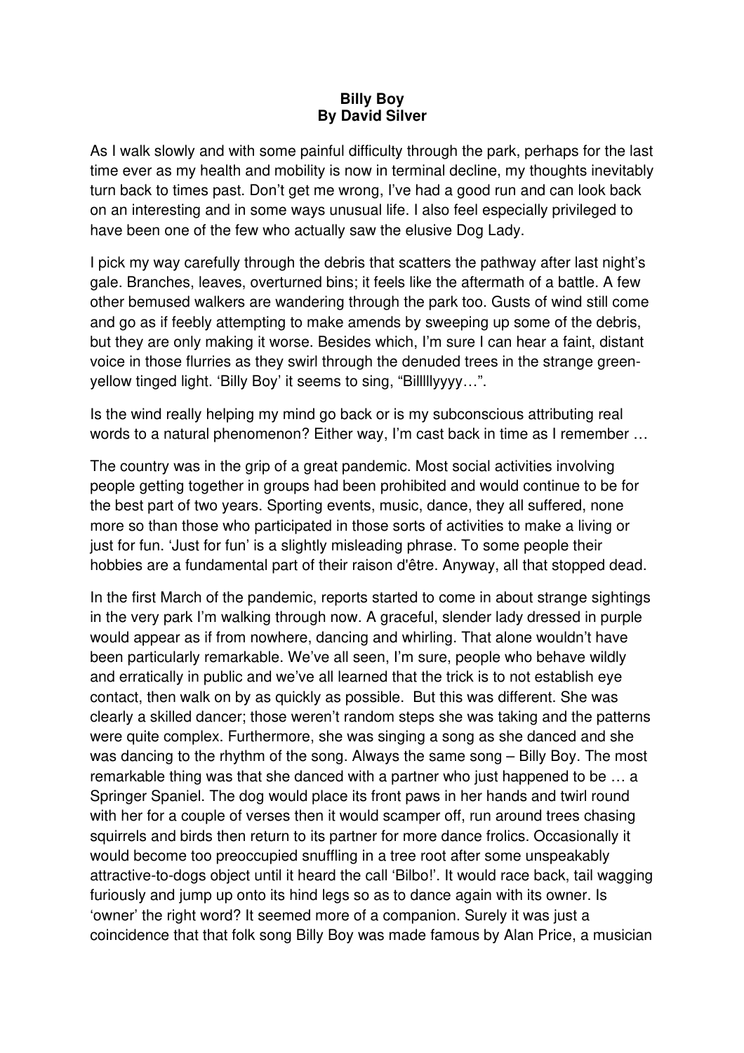**Billy Boy**
**By David Silver**

As I walk slowly and with some painful difficulty through the park, perhaps for the last time ever as my health and mobility is now in terminal decline, my thoughts inevitably turn back to times past. Don't get me wrong, I've had a good run and can look back on an interesting and in some ways unusual life. I also feel especially privileged to have been one of the few who actually saw the elusive Dog Lady.

I pick my way carefully through the debris that scatters the pathway after last night's gale. Branches, leaves, overturned bins; it feels like the aftermath of a battle. A few other bemused walkers are wandering through the park too. Gusts of wind still come and go as if feebly attempting to make amends by sweeping up some of the debris, but they are only making it worse. Besides which, I'm sure I can hear a faint, distant voice in those flurries as they swirl through the denuded trees in the strange green-yellow tinged light. 'Billy Boy' it seems to sing, "Billlllyyyy…".

Is the wind really helping my mind go back or is my subconscious attributing real words to a natural phenomenon? Either way, I'm cast back in time as I remember …

The country was in the grip of a great pandemic. Most social activities involving people getting together in groups had been prohibited and would continue to be for the best part of two years. Sporting events, music, dance, they all suffered, none more so than those who participated in those sorts of activities to make a living or just for fun. 'Just for fun' is a slightly misleading phrase. To some people their hobbies are a fundamental part of their raison d'être. Anyway, all that stopped dead.

In the first March of the pandemic, reports started to come in about strange sightings in the very park I'm walking through now. A graceful, slender lady dressed in purple would appear as if from nowhere, dancing and whirling. That alone wouldn't have been particularly remarkable. We've all seen, I'm sure, people who behave wildly and erratically in public and we've all learned that the trick is to not establish eye contact, then walk on by as quickly as possible. But this was different. She was clearly a skilled dancer; those weren't random steps she was taking and the patterns were quite complex. Furthermore, she was singing a song as she danced and she was dancing to the rhythm of the song. Always the same song – Billy Boy. The most remarkable thing was that she danced with a partner who just happened to be … a Springer Spaniel. The dog would place its front paws in her hands and twirl round with her for a couple of verses then it would scamper off, run around trees chasing squirrels and birds then return to its partner for more dance frolics. Occasionally it would become too preoccupied snuffling in a tree root after some unspeakably attractive-to-dogs object until it heard the call 'Bilbo!'. It would race back, tail wagging furiously and jump up onto its hind legs so as to dance again with its owner. Is 'owner' the right word? It seemed more of a companion. Surely it was just a coincidence that that folk song Billy Boy was made famous by Alan Price, a musician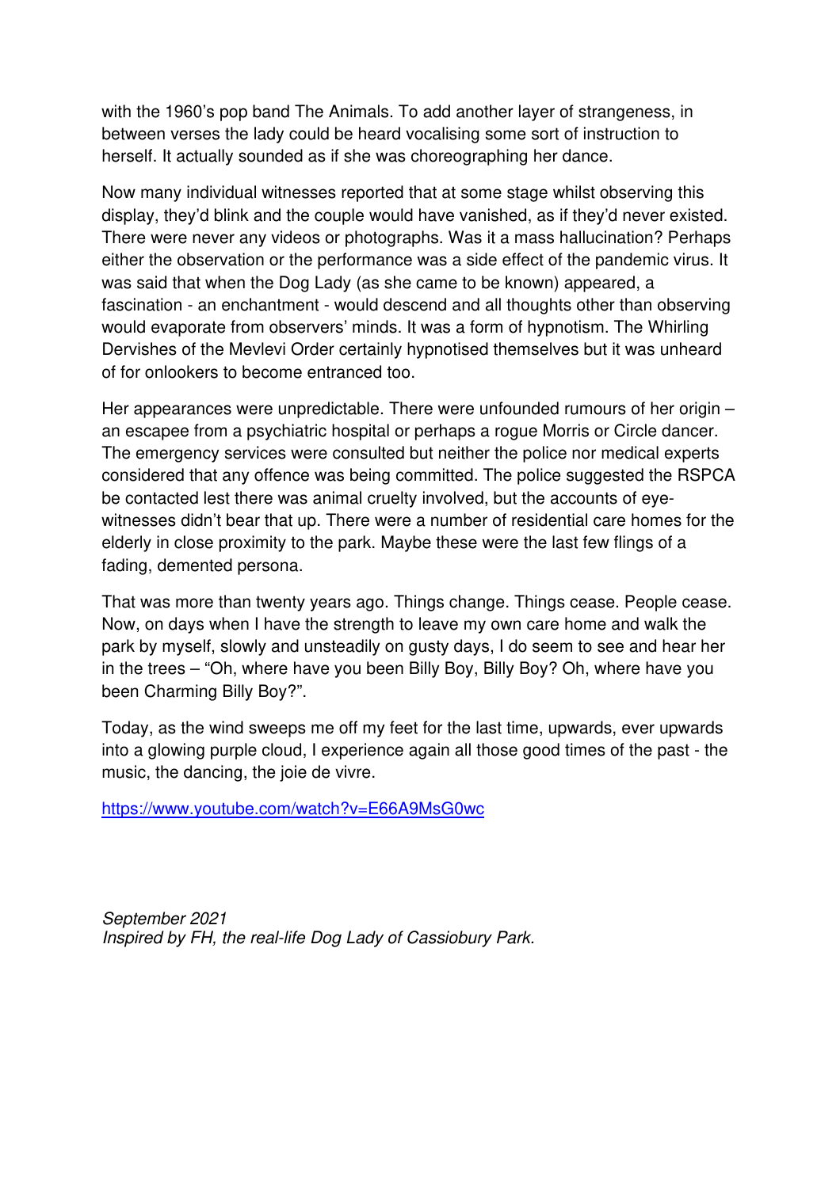with the 1960's pop band The Animals. To add another layer of strangeness, in between verses the lady could be heard vocalising some sort of instruction to herself. It actually sounded as if she was choreographing her dance.

Now many individual witnesses reported that at some stage whilst observing this display, they'd blink and the couple would have vanished, as if they'd never existed. There were never any videos or photographs. Was it a mass hallucination? Perhaps either the observation or the performance was a side effect of the pandemic virus. It was said that when the Dog Lady (as she came to be known) appeared, a fascination - an enchantment - would descend and all thoughts other than observing would evaporate from observers' minds. It was a form of hypnotism. The Whirling Dervishes of the Mevlevi Order certainly hypnotised themselves but it was unheard of for onlookers to become entranced too.

Her appearances were unpredictable. There were unfounded rumours of her origin – an escapee from a psychiatric hospital or perhaps a rogue Morris or Circle dancer. The emergency services were consulted but neither the police nor medical experts considered that any offence was being committed. The police suggested the RSPCA be contacted lest there was animal cruelty involved, but the accounts of eye-witnesses didn't bear that up. There were a number of residential care homes for the elderly in close proximity to the park. Maybe these were the last few flings of a fading, demented persona.

That was more than twenty years ago. Things change. Things cease. People cease. Now, on days when I have the strength to leave my own care home and walk the park by myself, slowly and unsteadily on gusty days, I do seem to see and hear her in the trees – "Oh, where have you been Billy Boy, Billy Boy? Oh, where have you been Charming Billy Boy?".

Today, as the wind sweeps me off my feet for the last time, upwards, ever upwards into a glowing purple cloud, I experience again all those good times of the past - the music, the dancing, the joie de vivre.

https://www.youtube.com/watch?v=E66A9MsG0wc

*September 2021*
*Inspired by FH, the real-life Dog Lady of Cassiobury Park.*